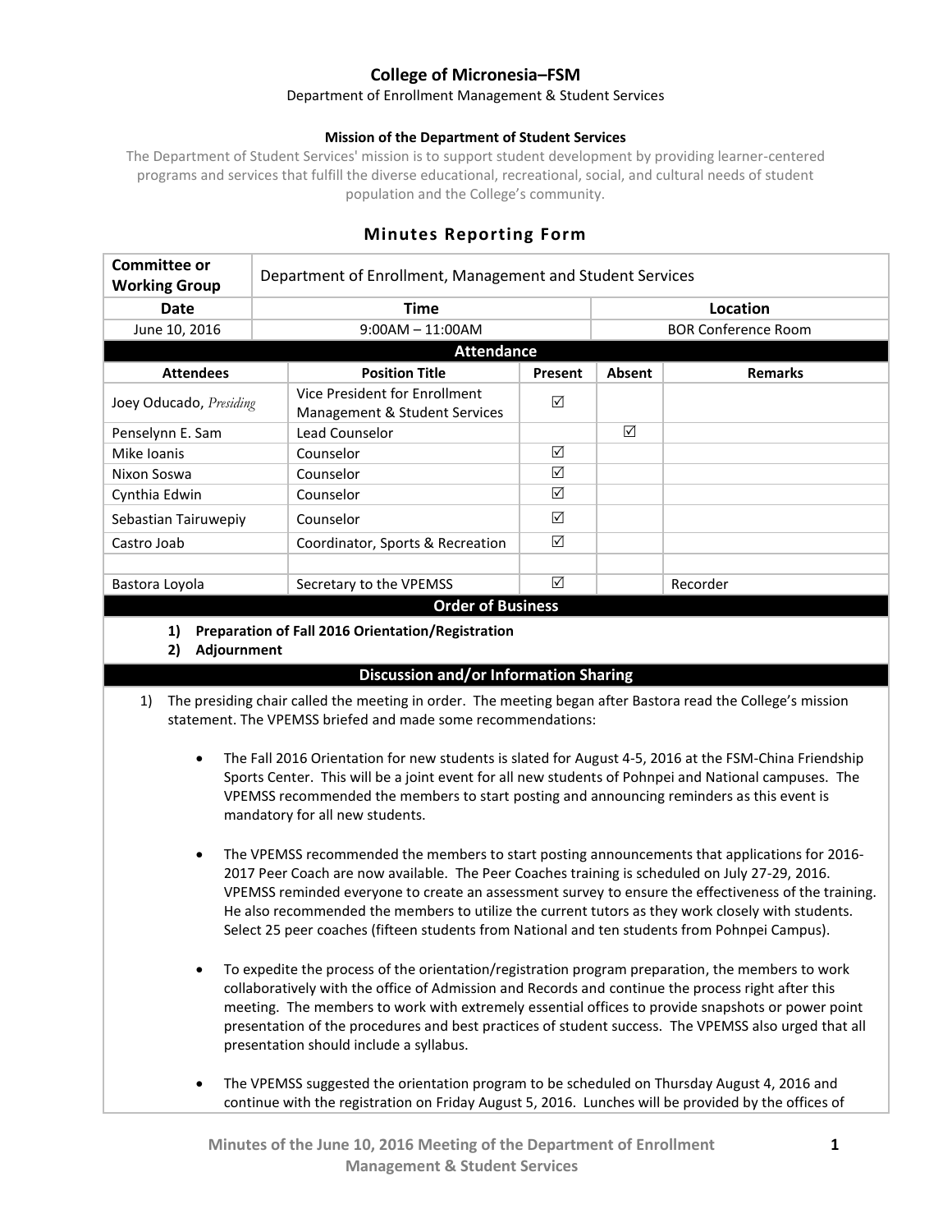# College of Micronesia–FSM

Department of Enrollment Management & Student Services

**Mission of the Department of Student Services**

The Department of Student Services' mission is to support student development by providing learner-centered programs and services that fulfill the diverse educational, recreational, social, and cultural needs of student population and the College's community.

## Minutes Reporting Form

| **Committee or Working Group** | Department of Enrollment, Management and Student Services | |
|---|---|---|
| **Date** | **Time** | **Location** |
| June 10, 2016 | 9:00AM – 11:00AM | BOR Conference Room |

**Attendance**

| Attendees | Position Title | Present | Absent | Remarks |
|---|---|---|---|---|
| Joey Oducado, *Presiding* | Vice President for Enrollment Management & Student Services | ☑ | | |
| Penselynn E. Sam | Lead Counselor | | ☑ | |
| Mike Ioanis | Counselor | ☑ | | |
| Nixon Soswa | Counselor | ☑ | | |
| Cynthia Edwin | Counselor | ☑ | | |
| Sebastian Tairuwepiy | Counselor | ☑ | | |
| Castro Joab | Coordinator, Sports & Recreation | ☑ | | |
| | | | | |
| Bastora Loyola | Secretary to the VPEMSS | ☑ | | Recorder |

**Order of Business**

1) **Preparation of Fall 2016 Orientation/Registration**
2) **Adjournment**

**Discussion and/or Information Sharing**

1) The presiding chair called the meeting in order. The meeting began after Bastora read the College's mission statement. The VPEMSS briefed and made some recommendations:

   - The Fall 2016 Orientation for new students is slated for August 4-5, 2016 at the FSM-China Friendship Sports Center. This will be a joint event for all new students of Pohnpei and National campuses. The VPEMSS recommended the members to start posting and announcing reminders as this event is mandatory for all new students.

   - The VPEMSS recommended the members to start posting announcements that applications for 2016-2017 Peer Coach are now available. The Peer Coaches training is scheduled on July 27-29, 2016. VPEMSS reminded everyone to create an assessment survey to ensure the effectiveness of the training. He also recommended the members to utilize the current tutors as they work closely with students. Select 25 peer coaches (fifteen students from National and ten students from Pohnpei Campus).

   - To expedite the process of the orientation/registration program preparation, the members to work collaboratively with the office of Admission and Records and continue the process right after this meeting. The members to work with extremely essential offices to provide snapshots or power point presentation of the procedures and best practices of student success. The VPEMSS also urged that all presentation should include a syllabus.

   - The VPEMSS suggested the orientation program to be scheduled on Thursday August 4, 2016 and continue with the registration on Friday August 5, 2016. Lunches will be provided by the offices of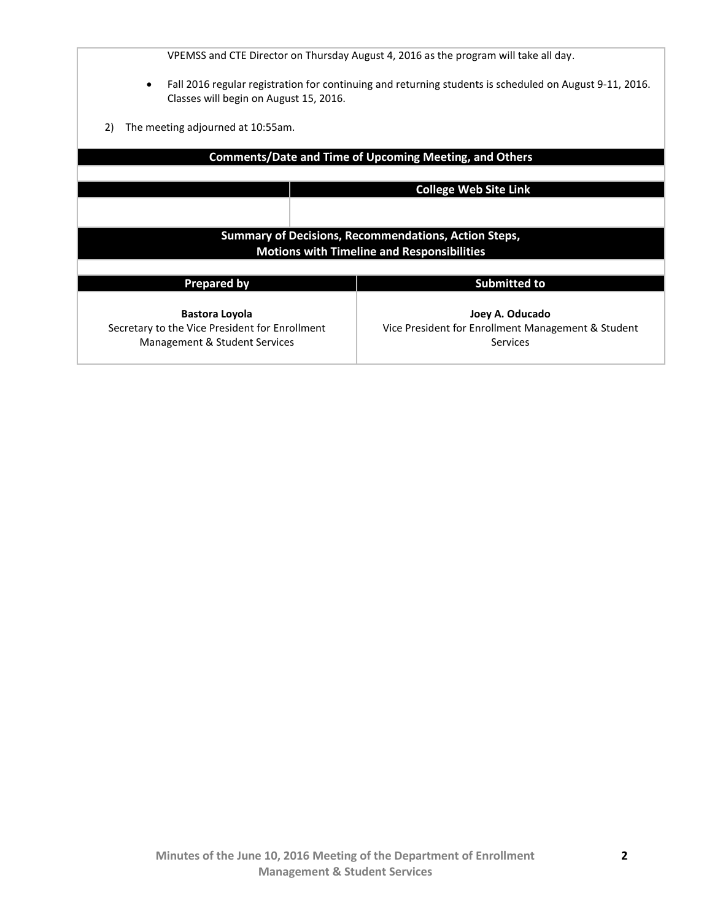VPEMSS and CTE Director on Thursday August 4, 2016 as the program will take all day.

- Fall 2016 regular registration for continuing and returning students is scheduled on August 9-11, 2016. Classes will begin on August 15, 2016.

2) The meeting adjourned at 10:55am.

| Comments/Date and Time of Upcoming Meeting, and Others |
|---|
| |

| | College Web Site Link |
|---|---|
| | |

| Summary of Decisions, Recommendations, Action Steps, Motions with Timeline and Responsibilities |
|---|
| |

| Prepared by | Submitted to |
|---|---|
| **Bastora Loyola**<br>Secretary to the Vice President for Enrollment Management & Student Services | **Joey A. Oducado**<br>Vice President for Enrollment Management & Student Services |